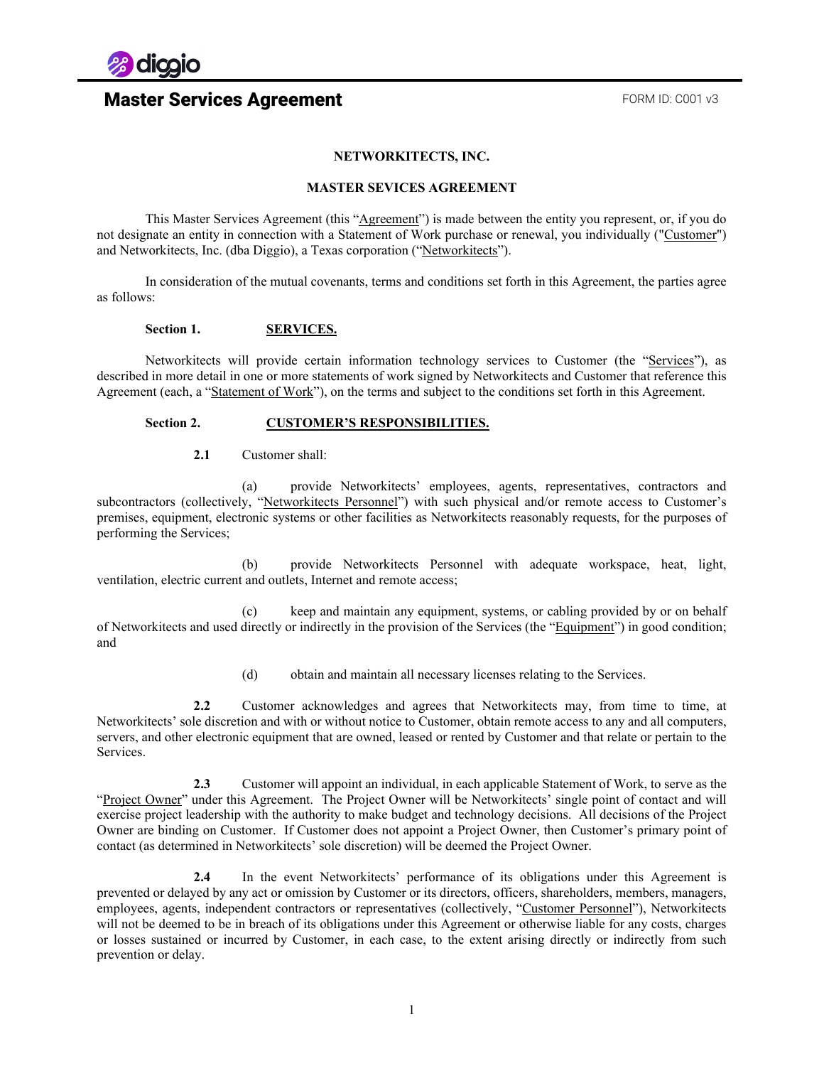# Master Services Agreement

FORM ID: C001 v3

**NETWORKITECTS, INC.**

**MASTER SEVICES AGREEMENT**

This Master Services Agreement (this "Agreement") is made between the entity you represent, or, if you do not designate an entity in connection with a Statement of Work purchase or renewal, you individually ("Customer") and Networkitects, Inc. (dba Diggio), a Texas corporation ("Networkitects").

In consideration of the mutual covenants, terms and conditions set forth in this Agreement, the parties agree as follows:

**Section 1. SERVICES.**

Networkitects will provide certain information technology services to Customer (the "Services"), as described in more detail in one or more statements of work signed by Networkitects and Customer that reference this Agreement (each, a "Statement of Work"), on the terms and subject to the conditions set forth in this Agreement.

**Section 2. CUSTOMER'S RESPONSIBILITIES.**

**2.1** Customer shall:

(a) provide Networkitects' employees, agents, representatives, contractors and subcontractors (collectively, "Networkitects Personnel") with such physical and/or remote access to Customer's premises, equipment, electronic systems or other facilities as Networkitects reasonably requests, for the purposes of performing the Services;

(b) provide Networkitects Personnel with adequate workspace, heat, light, ventilation, electric current and outlets, Internet and remote access;

(c) keep and maintain any equipment, systems, or cabling provided by or on behalf of Networkitects and used directly or indirectly in the provision of the Services (the "Equipment") in good condition; and

(d) obtain and maintain all necessary licenses relating to the Services.

**2.2** Customer acknowledges and agrees that Networkitects may, from time to time, at Networkitects' sole discretion and with or without notice to Customer, obtain remote access to any and all computers, servers, and other electronic equipment that are owned, leased or rented by Customer and that relate or pertain to the Services.

**2.3** Customer will appoint an individual, in each applicable Statement of Work, to serve as the "Project Owner" under this Agreement. The Project Owner will be Networkitects' single point of contact and will exercise project leadership with the authority to make budget and technology decisions. All decisions of the Project Owner are binding on Customer. If Customer does not appoint a Project Owner, then Customer's primary point of contact (as determined in Networkitects' sole discretion) will be deemed the Project Owner.

**2.4** In the event Networkitects' performance of its obligations under this Agreement is prevented or delayed by any act or omission by Customer or its directors, officers, shareholders, members, managers, employees, agents, independent contractors or representatives (collectively, "Customer Personnel"), Networkitects will not be deemed to be in breach of its obligations under this Agreement or otherwise liable for any costs, charges or losses sustained or incurred by Customer, in each case, to the extent arising directly or indirectly from such prevention or delay.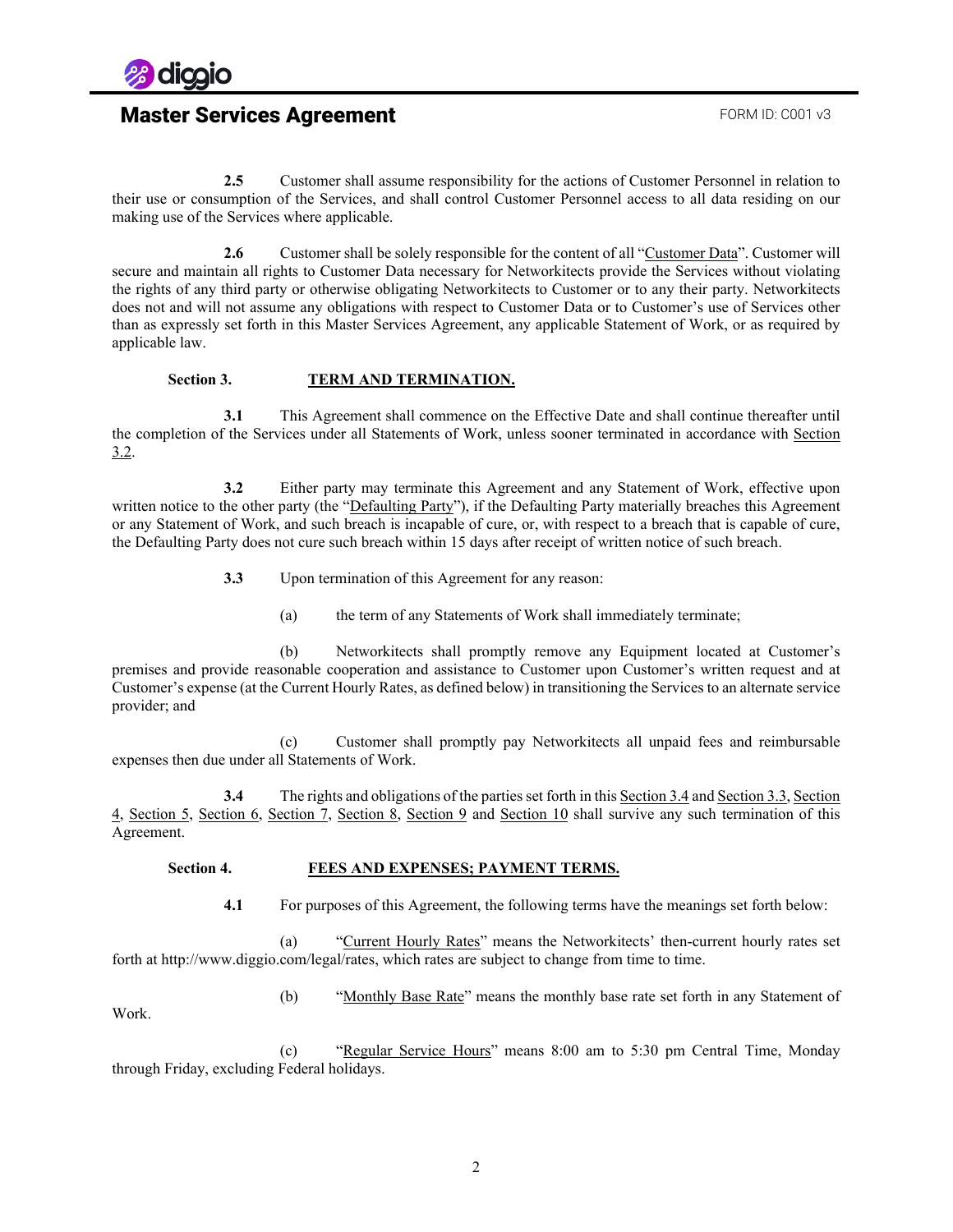**2.5** Customer shall assume responsibility for the actions of Customer Personnel in relation to their use or consumption of the Services, and shall control Customer Personnel access to all data residing on our making use of the Services where applicable.

**2.6** Customer shall be solely responsible for the content of all "Customer Data". Customer will secure and maintain all rights to Customer Data necessary for Networkitects provide the Services without violating the rights of any third party or otherwise obligating Networkitects to Customer or to any their party. Networkitects does not and will not assume any obligations with respect to Customer Data or to Customer's use of Services other than as expressly set forth in this Master Services Agreement, any applicable Statement of Work, or as required by applicable law.

## Section 3. TERM AND TERMINATION.

**3.1** This Agreement shall commence on the Effective Date and shall continue thereafter until the completion of the Services under all Statements of Work, unless sooner terminated in accordance with Section 3.2.

**3.2** Either party may terminate this Agreement and any Statement of Work, effective upon written notice to the other party (the "Defaulting Party"), if the Defaulting Party materially breaches this Agreement or any Statement of Work, and such breach is incapable of cure, or, with respect to a breach that is capable of cure, the Defaulting Party does not cure such breach within 15 days after receipt of written notice of such breach.

**3.3** Upon termination of this Agreement for any reason:

(a) the term of any Statements of Work shall immediately terminate;

(b) Networkitects shall promptly remove any Equipment located at Customer's premises and provide reasonable cooperation and assistance to Customer upon Customer's written request and at Customer's expense (at the Current Hourly Rates, as defined below) in transitioning the Services to an alternate service provider; and

(c) Customer shall promptly pay Networkitects all unpaid fees and reimbursable expenses then due under all Statements of Work.

**3.4** The rights and obligations of the parties set forth in this Section 3.4 and Section 3.3, Section 4, Section 5, Section 6, Section 7, Section 8, Section 9 and Section 10 shall survive any such termination of this Agreement.

## Section 4. FEES AND EXPENSES; PAYMENT TERMS.

**4.1** For purposes of this Agreement, the following terms have the meanings set forth below:

(a) "Current Hourly Rates" means the Networkitects' then-current hourly rates set forth at http://www.diggio.com/legal/rates, which rates are subject to change from time to time.

(b) "Monthly Base Rate" means the monthly base rate set forth in any Statement of Work.

(c) "Regular Service Hours" means 8:00 am to 5:30 pm Central Time, Monday through Friday, excluding Federal holidays.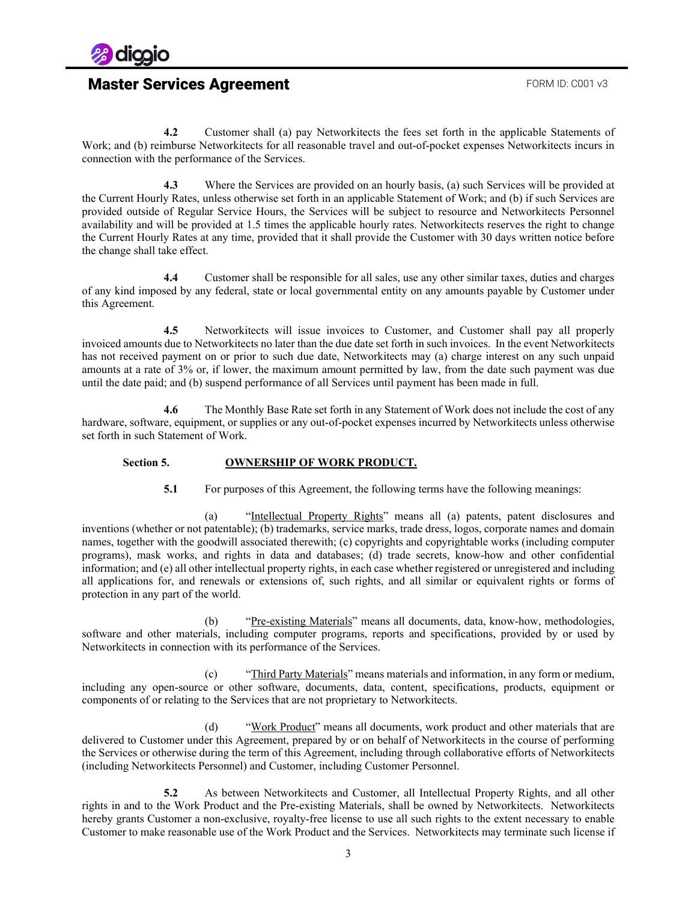**4.2** Customer shall (a) pay Networkitects the fees set forth in the applicable Statements of Work; and (b) reimburse Networkitects for all reasonable travel and out-of-pocket expenses Networkitects incurs in connection with the performance of the Services.

**4.3** Where the Services are provided on an hourly basis, (a) such Services will be provided at the Current Hourly Rates, unless otherwise set forth in an applicable Statement of Work; and (b) if such Services are provided outside of Regular Service Hours, the Services will be subject to resource and Networkitects Personnel availability and will be provided at 1.5 times the applicable hourly rates. Networkitects reserves the right to change the Current Hourly Rates at any time, provided that it shall provide the Customer with 30 days written notice before the change shall take effect.

**4.4** Customer shall be responsible for all sales, use any other similar taxes, duties and charges of any kind imposed by any federal, state or local governmental entity on any amounts payable by Customer under this Agreement.

**4.5** Networkitects will issue invoices to Customer, and Customer shall pay all properly invoiced amounts due to Networkitects no later than the due date set forth in such invoices. In the event Networkitects has not received payment on or prior to such due date, Networkitects may (a) charge interest on any such unpaid amounts at a rate of 3% or, if lower, the maximum amount permitted by law, from the date such payment was due until the date paid; and (b) suspend performance of all Services until payment has been made in full.

**4.6** The Monthly Base Rate set forth in any Statement of Work does not include the cost of any hardware, software, equipment, or supplies or any out-of-pocket expenses incurred by Networkitects unless otherwise set forth in such Statement of Work.

**Section 5. OWNERSHIP OF WORK PRODUCT.**

**5.1** For purposes of this Agreement, the following terms have the following meanings:

(a) "Intellectual Property Rights" means all (a) patents, patent disclosures and inventions (whether or not patentable); (b) trademarks, service marks, trade dress, logos, corporate names and domain names, together with the goodwill associated therewith; (c) copyrights and copyrightable works (including computer programs), mask works, and rights in data and databases; (d) trade secrets, know-how and other confidential information; and (e) all other intellectual property rights, in each case whether registered or unregistered and including all applications for, and renewals or extensions of, such rights, and all similar or equivalent rights or forms of protection in any part of the world.

(b) "Pre-existing Materials" means all documents, data, know-how, methodologies, software and other materials, including computer programs, reports and specifications, provided by or used by Networkitects in connection with its performance of the Services.

(c) "Third Party Materials" means materials and information, in any form or medium, including any open-source or other software, documents, data, content, specifications, products, equipment or components of or relating to the Services that are not proprietary to Networkitects.

(d) "Work Product" means all documents, work product and other materials that are delivered to Customer under this Agreement, prepared by or on behalf of Networkitects in the course of performing the Services or otherwise during the term of this Agreement, including through collaborative efforts of Networkitects (including Networkitects Personnel) and Customer, including Customer Personnel.

**5.2** As between Networkitects and Customer, all Intellectual Property Rights, and all other rights in and to the Work Product and the Pre-existing Materials, shall be owned by Networkitects. Networkitects hereby grants Customer a non-exclusive, royalty-free license to use all such rights to the extent necessary to enable Customer to make reasonable use of the Work Product and the Services. Networkitects may terminate such license if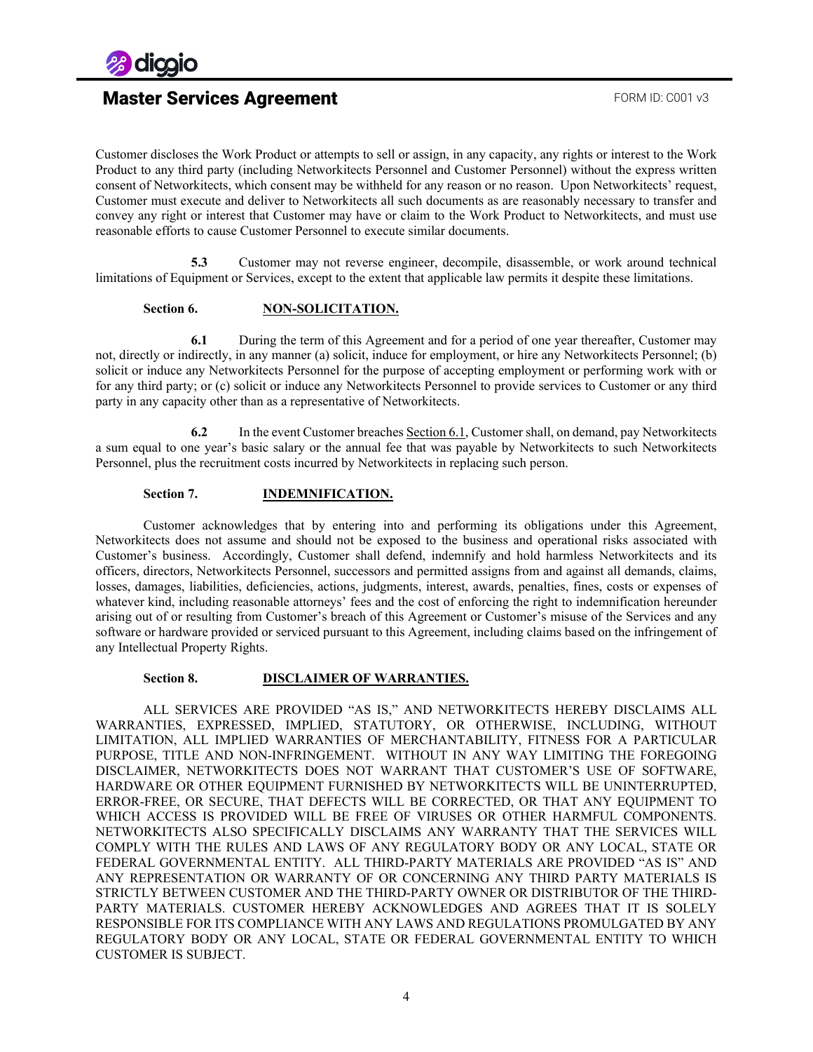Customer discloses the Work Product or attempts to sell or assign, in any capacity, any rights or interest to the Work Product to any third party (including Networkitects Personnel and Customer Personnel) without the express written consent of Networkitects, which consent may be withheld for any reason or no reason. Upon Networkitects' request, Customer must execute and deliver to Networkitects all such documents as are reasonably necessary to transfer and convey any right or interest that Customer may have or claim to the Work Product to Networkitects, and must use reasonable efforts to cause Customer Personnel to execute similar documents.

**5.3** Customer may not reverse engineer, decompile, disassemble, or work around technical limitations of Equipment or Services, except to the extent that applicable law permits it despite these limitations.

### Section 6. NON-SOLICITATION.

**6.1** During the term of this Agreement and for a period of one year thereafter, Customer may not, directly or indirectly, in any manner (a) solicit, induce for employment, or hire any Networkitects Personnel; (b) solicit or induce any Networkitects Personnel for the purpose of accepting employment or performing work with or for any third party; or (c) solicit or induce any Networkitects Personnel to provide services to Customer or any third party in any capacity other than as a representative of Networkitects.

**6.2** In the event Customer breaches Section 6.1, Customer shall, on demand, pay Networkitects a sum equal to one year's basic salary or the annual fee that was payable by Networkitects to such Networkitects Personnel, plus the recruitment costs incurred by Networkitects in replacing such person.

### Section 7. INDEMNIFICATION.

Customer acknowledges that by entering into and performing its obligations under this Agreement, Networkitects does not assume and should not be exposed to the business and operational risks associated with Customer's business. Accordingly, Customer shall defend, indemnify and hold harmless Networkitects and its officers, directors, Networkitects Personnel, successors and permitted assigns from and against all demands, claims, losses, damages, liabilities, deficiencies, actions, judgments, interest, awards, penalties, fines, costs or expenses of whatever kind, including reasonable attorneys' fees and the cost of enforcing the right to indemnification hereunder arising out of or resulting from Customer's breach of this Agreement or Customer's misuse of the Services and any software or hardware provided or serviced pursuant to this Agreement, including claims based on the infringement of any Intellectual Property Rights.

### Section 8. DISCLAIMER OF WARRANTIES.

ALL SERVICES ARE PROVIDED "AS IS," AND NETWORKITECTS HEREBY DISCLAIMS ALL WARRANTIES, EXPRESSED, IMPLIED, STATUTORY, OR OTHERWISE, INCLUDING, WITHOUT LIMITATION, ALL IMPLIED WARRANTIES OF MERCHANTABILITY, FITNESS FOR A PARTICULAR PURPOSE, TITLE AND NON-INFRINGEMENT. WITHOUT IN ANY WAY LIMITING THE FOREGOING DISCLAIMER, NETWORKITECTS DOES NOT WARRANT THAT CUSTOMER'S USE OF SOFTWARE, HARDWARE OR OTHER EQUIPMENT FURNISHED BY NETWORKITECTS WILL BE UNINTERRUPTED, ERROR-FREE, OR SECURE, THAT DEFECTS WILL BE CORRECTED, OR THAT ANY EQUIPMENT TO WHICH ACCESS IS PROVIDED WILL BE FREE OF VIRUSES OR OTHER HARMFUL COMPONENTS. NETWORKITECTS ALSO SPECIFICALLY DISCLAIMS ANY WARRANTY THAT THE SERVICES WILL COMPLY WITH THE RULES AND LAWS OF ANY REGULATORY BODY OR ANY LOCAL, STATE OR FEDERAL GOVERNMENTAL ENTITY. ALL THIRD-PARTY MATERIALS ARE PROVIDED "AS IS" AND ANY REPRESENTATION OR WARRANTY OF OR CONCERNING ANY THIRD PARTY MATERIALS IS STRICTLY BETWEEN CUSTOMER AND THE THIRD-PARTY OWNER OR DISTRIBUTOR OF THE THIRD-PARTY MATERIALS. CUSTOMER HEREBY ACKNOWLEDGES AND AGREES THAT IT IS SOLELY RESPONSIBLE FOR ITS COMPLIANCE WITH ANY LAWS AND REGULATIONS PROMULGATED BY ANY REGULATORY BODY OR ANY LOCAL, STATE OR FEDERAL GOVERNMENTAL ENTITY TO WHICH CUSTOMER IS SUBJECT.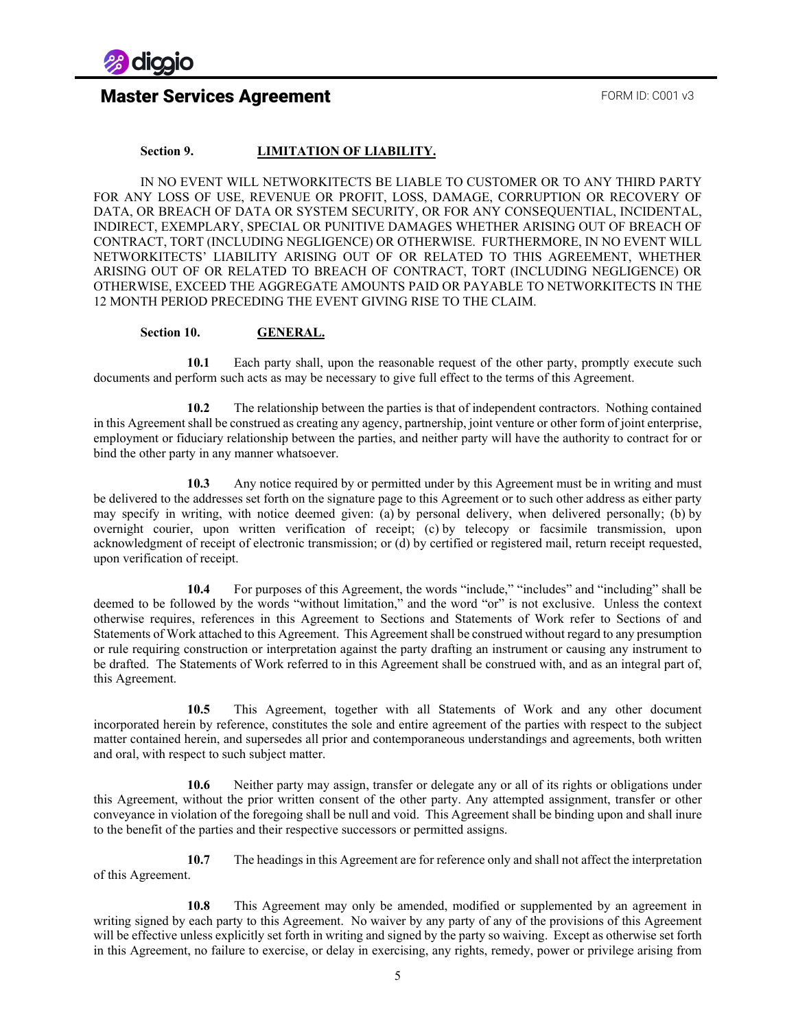**Section 9. LIMITATION OF LIABILITY.**

IN NO EVENT WILL NETWORKITECTS BE LIABLE TO CUSTOMER OR TO ANY THIRD PARTY FOR ANY LOSS OF USE, REVENUE OR PROFIT, LOSS, DAMAGE, CORRUPTION OR RECOVERY OF DATA, OR BREACH OF DATA OR SYSTEM SECURITY, OR FOR ANY CONSEQUENTIAL, INCIDENTAL, INDIRECT, EXEMPLARY, SPECIAL OR PUNITIVE DAMAGES WHETHER ARISING OUT OF BREACH OF CONTRACT, TORT (INCLUDING NEGLIGENCE) OR OTHERWISE. FURTHERMORE, IN NO EVENT WILL NETWORKITECTS' LIABILITY ARISING OUT OF OR RELATED TO THIS AGREEMENT, WHETHER ARISING OUT OF OR RELATED TO BREACH OF CONTRACT, TORT (INCLUDING NEGLIGENCE) OR OTHERWISE, EXCEED THE AGGREGATE AMOUNTS PAID OR PAYABLE TO NETWORKITECTS IN THE 12 MONTH PERIOD PRECEDING THE EVENT GIVING RISE TO THE CLAIM.

**Section 10. GENERAL.**

**10.1** Each party shall, upon the reasonable request of the other party, promptly execute such documents and perform such acts as may be necessary to give full effect to the terms of this Agreement.

**10.2** The relationship between the parties is that of independent contractors. Nothing contained in this Agreement shall be construed as creating any agency, partnership, joint venture or other form of joint enterprise, employment or fiduciary relationship between the parties, and neither party will have the authority to contract for or bind the other party in any manner whatsoever.

**10.3** Any notice required by or permitted under by this Agreement must be in writing and must be delivered to the addresses set forth on the signature page to this Agreement or to such other address as either party may specify in writing, with notice deemed given: (a) by personal delivery, when delivered personally; (b) by overnight courier, upon written verification of receipt; (c) by telecopy or facsimile transmission, upon acknowledgment of receipt of electronic transmission; or (d) by certified or registered mail, return receipt requested, upon verification of receipt.

**10.4** For purposes of this Agreement, the words "include," "includes" and "including" shall be deemed to be followed by the words "without limitation," and the word "or" is not exclusive. Unless the context otherwise requires, references in this Agreement to Sections and Statements of Work refer to Sections of and Statements of Work attached to this Agreement. This Agreement shall be construed without regard to any presumption or rule requiring construction or interpretation against the party drafting an instrument or causing any instrument to be drafted. The Statements of Work referred to in this Agreement shall be construed with, and as an integral part of, this Agreement.

**10.5** This Agreement, together with all Statements of Work and any other document incorporated herein by reference, constitutes the sole and entire agreement of the parties with respect to the subject matter contained herein, and supersedes all prior and contemporaneous understandings and agreements, both written and oral, with respect to such subject matter.

**10.6** Neither party may assign, transfer or delegate any or all of its rights or obligations under this Agreement, without the prior written consent of the other party. Any attempted assignment, transfer or other conveyance in violation of the foregoing shall be null and void. This Agreement shall be binding upon and shall inure to the benefit of the parties and their respective successors or permitted assigns.

**10.7** The headings in this Agreement are for reference only and shall not affect the interpretation of this Agreement.

**10.8** This Agreement may only be amended, modified or supplemented by an agreement in writing signed by each party to this Agreement. No waiver by any party of any of the provisions of this Agreement will be effective unless explicitly set forth in writing and signed by the party so waiving. Except as otherwise set forth in this Agreement, no failure to exercise, or delay in exercising, any rights, remedy, power or privilege arising from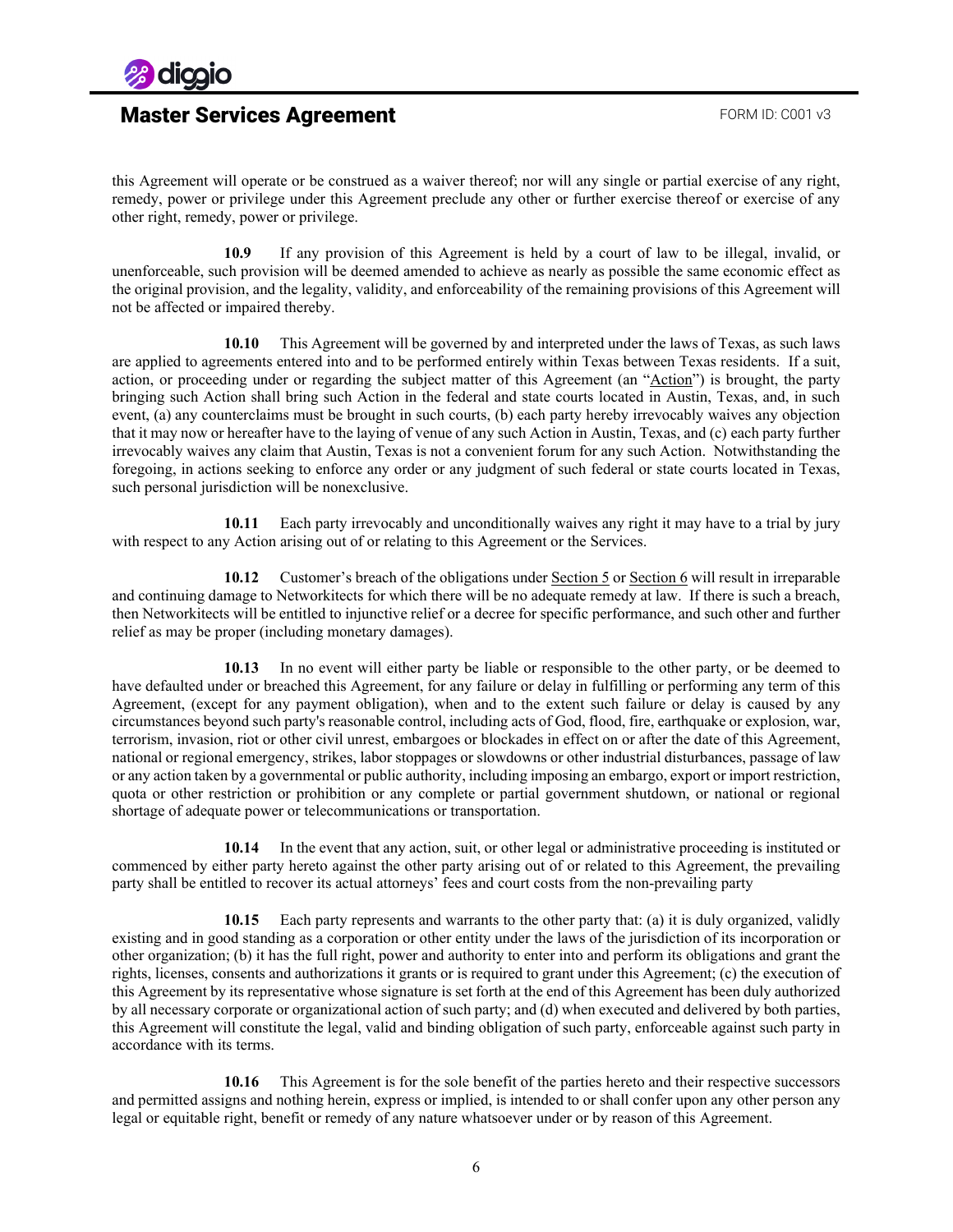this Agreement will operate or be construed as a waiver thereof; nor will any single or partial exercise of any right, remedy, power or privilege under this Agreement preclude any other or further exercise thereof or exercise of any other right, remedy, power or privilege.

**10.9** If any provision of this Agreement is held by a court of law to be illegal, invalid, or unenforceable, such provision will be deemed amended to achieve as nearly as possible the same economic effect as the original provision, and the legality, validity, and enforceability of the remaining provisions of this Agreement will not be affected or impaired thereby.

**10.10** This Agreement will be governed by and interpreted under the laws of Texas, as such laws are applied to agreements entered into and to be performed entirely within Texas between Texas residents. If a suit, action, or proceeding under or regarding the subject matter of this Agreement (an "Action") is brought, the party bringing such Action shall bring such Action in the federal and state courts located in Austin, Texas, and, in such event, (a) any counterclaims must be brought in such courts, (b) each party hereby irrevocably waives any objection that it may now or hereafter have to the laying of venue of any such Action in Austin, Texas, and (c) each party further irrevocably waives any claim that Austin, Texas is not a convenient forum for any such Action. Notwithstanding the foregoing, in actions seeking to enforce any order or any judgment of such federal or state courts located in Texas, such personal jurisdiction will be nonexclusive.

**10.11** Each party irrevocably and unconditionally waives any right it may have to a trial by jury with respect to any Action arising out of or relating to this Agreement or the Services.

**10.12** Customer's breach of the obligations under Section 5 or Section 6 will result in irreparable and continuing damage to Networkitects for which there will be no adequate remedy at law. If there is such a breach, then Networkitects will be entitled to injunctive relief or a decree for specific performance, and such other and further relief as may be proper (including monetary damages).

**10.13** In no event will either party be liable or responsible to the other party, or be deemed to have defaulted under or breached this Agreement, for any failure or delay in fulfilling or performing any term of this Agreement, (except for any payment obligation), when and to the extent such failure or delay is caused by any circumstances beyond such party's reasonable control, including acts of God, flood, fire, earthquake or explosion, war, terrorism, invasion, riot or other civil unrest, embargoes or blockades in effect on or after the date of this Agreement, national or regional emergency, strikes, labor stoppages or slowdowns or other industrial disturbances, passage of law or any action taken by a governmental or public authority, including imposing an embargo, export or import restriction, quota or other restriction or prohibition or any complete or partial government shutdown, or national or regional shortage of adequate power or telecommunications or transportation.

**10.14** In the event that any action, suit, or other legal or administrative proceeding is instituted or commenced by either party hereto against the other party arising out of or related to this Agreement, the prevailing party shall be entitled to recover its actual attorneys' fees and court costs from the non-prevailing party

**10.15** Each party represents and warrants to the other party that: (a) it is duly organized, validly existing and in good standing as a corporation or other entity under the laws of the jurisdiction of its incorporation or other organization; (b) it has the full right, power and authority to enter into and perform its obligations and grant the rights, licenses, consents and authorizations it grants or is required to grant under this Agreement; (c) the execution of this Agreement by its representative whose signature is set forth at the end of this Agreement has been duly authorized by all necessary corporate or organizational action of such party; and (d) when executed and delivered by both parties, this Agreement will constitute the legal, valid and binding obligation of such party, enforceable against such party in accordance with its terms.

**10.16** This Agreement is for the sole benefit of the parties hereto and their respective successors and permitted assigns and nothing herein, express or implied, is intended to or shall confer upon any other person any legal or equitable right, benefit or remedy of any nature whatsoever under or by reason of this Agreement.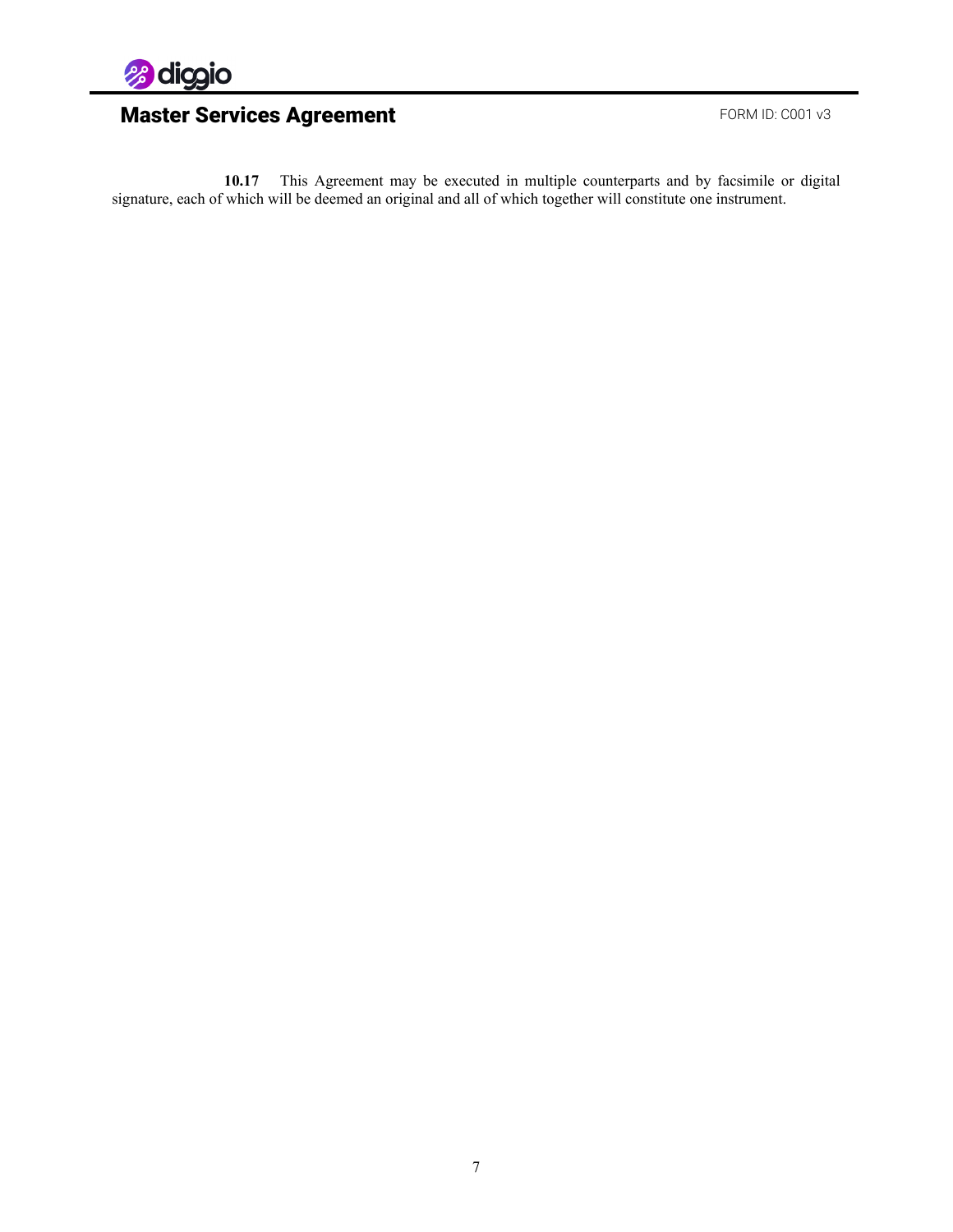**10.17** This Agreement may be executed in multiple counterparts and by facsimile or digital signature, each of which will be deemed an original and all of which together will constitute one instrument.